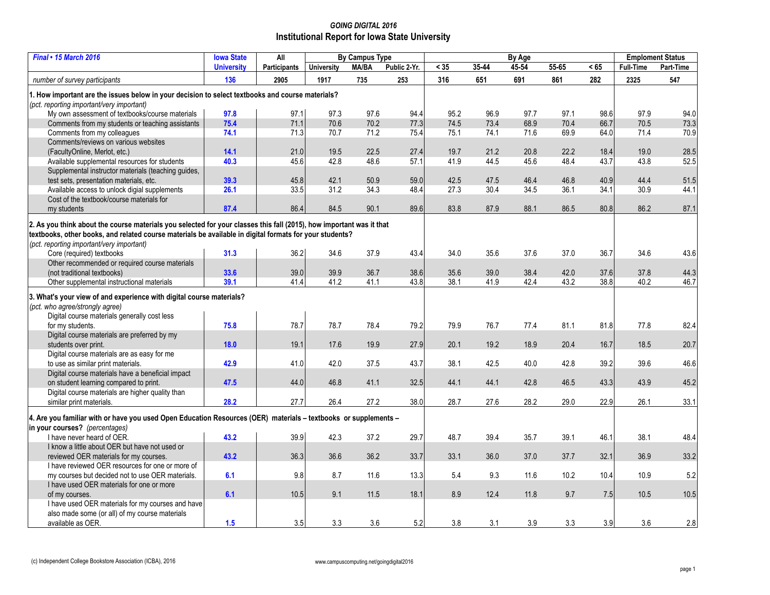*GOING DIGITAL 2016*

# Institutional Report for Iowa State University

| *Final • 15 March 2016* | Iowa State University | All Participants | By Campus Type | | | By Age | | | | | Emplopment Status | |
|---|---|---|---|---|---|---|---|---|---|---|---|---|
| | | | University | MA/BA | Public 2-Yr. | < 35 | 35-44 | 45-54 | 55-65 | < 65 | Full-Time | Part-Time |
| *number of survey participants* | 136 | 2905 | 1917 | 735 | 253 | 316 | 651 | 691 | 861 | 282 | 2325 | 547 |
| **1. How important are the issues below in your decision to select textbooks and course materials?** *(pct. reporting important/very important)* | | | | | | | | | | | | |
| My own assessment of textbooks/course materials | 97.8 | 97.1 | 97.3 | 97.6 | 94.4 | 95.2 | 96.9 | 97.7 | 97.1 | 98.6 | 97.9 | 94.0 |
| Comments from my students or teaching assistants | 75.4 | 71.1 | 70.6 | 70.2 | 77.3 | 74.5 | 73.4 | 68.9 | 70.4 | 66.7 | 70.5 | 73.3 |
| Comments from my colleagues | 74.1 | 71.3 | 70.7 | 71.2 | 75.4 | 75.1 | 74.1 | 71.6 | 69.9 | 64.0 | 71.4 | 70.9 |
| Comments/reviews on various websites (FacultyOnline, Merlot, etc.) | 14.1 | 21.0 | 19.5 | 22.5 | 27.4 | 19.7 | 21.2 | 20.8 | 22.2 | 18.4 | 19.0 | 28.5 |
| Available supplemental resources for students | 40.3 | 45.6 | 42.8 | 48.6 | 57.1 | 41.9 | 44.5 | 45.6 | 48.4 | 43.7 | 43.8 | 52.5 |
| Supplemental instructor materials (teaching guides, test sets, presentation materials, etc. | 39.3 | 45.8 | 42.1 | 50.9 | 59.0 | 42.5 | 47.5 | 46.4 | 46.8 | 40.9 | 44.4 | 51.5 |
| Available access to unlock digial supplements | 26.1 | 33.5 | 31.2 | 34.3 | 48.4 | 27.3 | 30.4 | 34.5 | 36.1 | 34.1 | 30.9 | 44.1 |
| Cost of the textbook/course materials for my students | 87.4 | 86.4 | 84.5 | 90.1 | 89.6 | 83.8 | 87.9 | 88.1 | 86.5 | 80.8 | 86.2 | 87.1 |
| **2. As you think about the course materials you selected for your classes this fall (2015), how important was it that textbooks, other books, and related course materials be available in digital formats for your students?** *(pct. reporting important/very important)* | | | | | | | | | | | | |
| Core (required) textbooks | 31.3 | 36.2 | 34.6 | 37.9 | 43.4 | 34.0 | 35.6 | 37.6 | 37.0 | 36.7 | 34.6 | 43.6 |
| Other recommended or required course materials (not traditional textbooks) | 33.6 | 39.0 | 39.9 | 36.7 | 38.6 | 35.6 | 39.0 | 38.4 | 42.0 | 37.6 | 37.8 | 44.3 |
| Other supplemental instructional materials | 39.1 | 41.4 | 41.2 | 41.1 | 43.8 | 38.1 | 41.9 | 42.4 | 43.2 | 38.8 | 40.2 | 46.7 |
| **3. What's your view of and experience with digital course materials?** *(pct. who agree/strongly agree)* | | | | | | | | | | | | |
| Digital course materials generally cost less for my students. | 75.8 | 78.7 | 78.7 | 78.4 | 79.2 | 79.9 | 76.7 | 77.4 | 81.1 | 81.8 | 77.8 | 82.4 |
| Digital course materials are preferred by my students over print. | 18.0 | 19.1 | 17.6 | 19.9 | 27.9 | 20.1 | 19.2 | 18.9 | 20.4 | 16.7 | 18.5 | 20.7 |
| Digital course materials are as easy for me to use as similar print materials. | 42.9 | 41.0 | 42.0 | 37.5 | 43.7 | 38.1 | 42.5 | 40.0 | 42.8 | 39.2 | 39.6 | 46.6 |
| Digital course materials have a beneficial impact on student learning compared to print. | 47.5 | 44.0 | 46.8 | 41.1 | 32.5 | 44.1 | 44.1 | 42.8 | 46.5 | 43.3 | 43.9 | 45.2 |
| Digital course materials are higher quality than similar print materials. | 28.2 | 27.7 | 26.4 | 27.2 | 38.0 | 28.7 | 27.6 | 28.2 | 29.0 | 22.9 | 26.1 | 33.1 |
| **4. Are you familiar with or have you used Open Education Resources (OER) materials – textbooks or supplements – in your courses?** *(percentages)* | | | | | | | | | | | | |
| I have never heard of OER. | 43.2 | 39.9 | 42.3 | 37.2 | 29.7 | 48.7 | 39.4 | 35.7 | 39.1 | 46.1 | 38.1 | 48.4 |
| I know a little about OER but have not used or reviewed OER materials for my courses. | 43.2 | 36.3 | 36.6 | 36.2 | 33.7 | 33.1 | 36.0 | 37.0 | 37.7 | 32.1 | 36.9 | 33.2 |
| I have reviewed OER resources for one or more of my courses but decided not to use OER materials. | 6.1 | 9.8 | 8.7 | 11.6 | 13.3 | 5.4 | 9.3 | 11.6 | 10.2 | 10.4 | 10.9 | 5.2 |
| I have used OER materials for one or more of my courses. | 6.1 | 10.5 | 9.1 | 11.5 | 18.1 | 8.9 | 12.4 | 11.8 | 9.7 | 7.5 | 10.5 | 10.5 |
| I have used OER materials for my courses and have also made some (or all) of my course materials available as OER. | 1.5 | 3.5 | 3.3 | 3.6 | 5.2 | 3.8 | 3.1 | 3.9 | 3.3 | 3.9 | 3.6 | 2.8 |

(c) Independent College Bookstore Association (ICBA), 2016

www.campuscomputing.net/goingdigital2016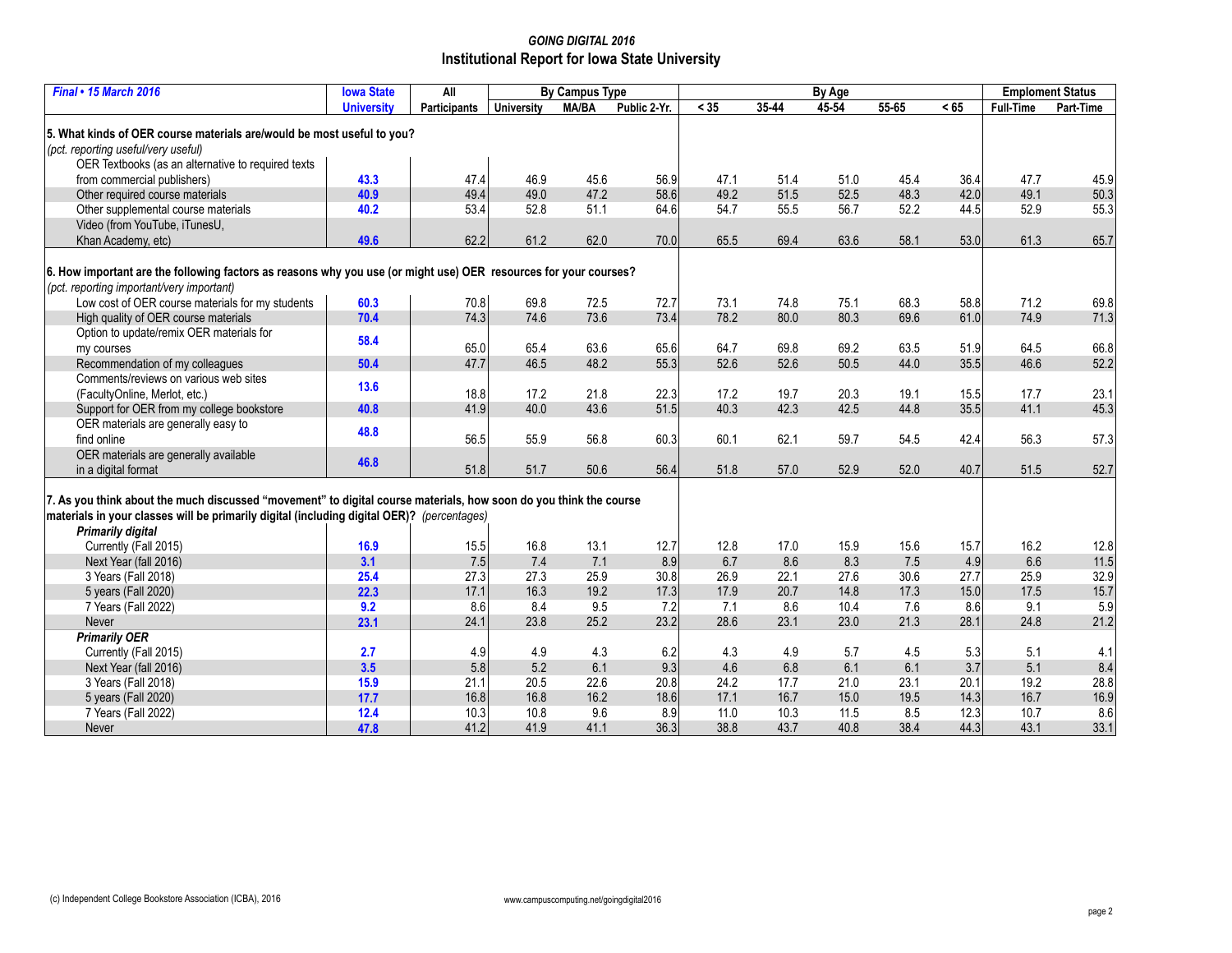## GOING DIGITAL 2016
## Institutional Report for Iowa State University

| *Final • 15 March 2016* | Iowa State University | All Participants | By Campus Type | | | By Age | | | | | Emploment Status | |
|---|---|---|---|---|---|---|---|---|---|---|---|---|
| | | | University | MA/BA | Public 2-Yr. | < 35 | 35-44 | 45-54 | 55-65 | < 65 | Full-Time | Part-Time |
| **5. What kinds of OER course materials are/would be most useful to you?** | | | | | | | | | | | | |
| *(pct. reporting useful/very useful)* | | | | | | | | | | | | |
| OER Textbooks (as an alternative to required texts from commercial publishers) | **43.3** | 47.4 | 46.9 | 45.6 | 56.9 | 47.1 | 51.4 | 51.0 | 45.4 | 36.4 | 47.7 | 45.9 |
| Other required course materials | **40.9** | 49.4 | 49.0 | 47.2 | 58.6 | 49.2 | 51.5 | 52.5 | 48.3 | 42.0 | 49.1 | 50.3 |
| Other supplemental course materials | **40.2** | 53.4 | 52.8 | 51.1 | 64.6 | 54.7 | 55.5 | 56.7 | 52.2 | 44.5 | 52.9 | 55.3 |
| Video (from YouTube, iTunesU, Khan Academy, etc) | **49.6** | 62.2 | 61.2 | 62.0 | 70.0 | 65.5 | 69.4 | 63.6 | 58.1 | 53.0 | 61.3 | 65.7 |
| **6. How important are the following factors as reasons why you use (or might use) OER resources for your courses?** | | | | | | | | | | | | |
| *(pct. reporting important/very important)* | | | | | | | | | | | | |
| Low cost of OER course materials for my students | **60.3** | 70.8 | 69.8 | 72.5 | 72.7 | 73.1 | 74.8 | 75.1 | 68.3 | 58.8 | 71.2 | 69.8 |
| High quality of OER course materials | **70.4** | 74.3 | 74.6 | 73.6 | 73.4 | 78.2 | 80.0 | 80.3 | 69.6 | 61.0 | 74.9 | 71.3 |
| Option to update/remix OER materials for my courses | **58.4** | 65.0 | 65.4 | 63.6 | 65.6 | 64.7 | 69.8 | 69.2 | 63.5 | 51.9 | 64.5 | 66.8 |
| Recommendation of my colleagues | **50.4** | 47.7 | 46.5 | 48.2 | 55.3 | 52.6 | 52.6 | 50.5 | 44.0 | 35.5 | 46.6 | 52.2 |
| Comments/reviews on various web sites (FacultyOnline, Merlot, etc.) | **13.6** | 18.8 | 17.2 | 21.8 | 22.3 | 17.2 | 19.7 | 20.3 | 19.1 | 15.5 | 17.7 | 23.1 |
| Support for OER from my college bookstore | **40.8** | 41.9 | 40.0 | 43.6 | 51.5 | 40.3 | 42.3 | 42.5 | 44.8 | 35.5 | 41.1 | 45.3 |
| OER materials are generally easy to find online | **48.8** | 56.5 | 55.9 | 56.8 | 60.3 | 60.1 | 62.1 | 59.7 | 54.5 | 42.4 | 56.3 | 57.3 |
| OER materials are generally available in a digital format | **46.8** | 51.8 | 51.7 | 50.6 | 56.4 | 51.8 | 57.0 | 52.9 | 52.0 | 40.7 | 51.5 | 52.7 |
| **7. As you think about the much discussed "movement" to digital course materials, how soon do you think the course materials in your classes will be primarily digital (including digital OER)?** *(percentages)* | | | | | | | | | | | | |
| ***Primarily digital*** | | | | | | | | | | | | |
| Currently (Fall 2015) | **16.9** | 15.5 | 16.8 | 13.1 | 12.7 | 12.8 | 17.0 | 15.9 | 15.6 | 15.7 | 16.2 | 12.8 |
| Next Year (fall 2016) | **3.1** | 7.5 | 7.4 | 7.1 | 8.9 | 6.7 | 8.6 | 8.3 | 7.5 | 4.9 | 6.6 | 11.5 |
| 3 Years (Fall 2018) | **25.4** | 27.3 | 27.3 | 25.9 | 30.8 | 26.9 | 22.1 | 27.6 | 30.6 | 27.7 | 25.9 | 32.9 |
| 5 years (Fall 2020) | **22.3** | 17.1 | 16.3 | 19.2 | 17.3 | 17.9 | 20.7 | 14.8 | 17.3 | 15.0 | 17.5 | 15.7 |
| 7 Years (Fall 2022) | **9.2** | 8.6 | 8.4 | 9.5 | 7.2 | 7.1 | 8.6 | 10.4 | 7.6 | 8.6 | 9.1 | 5.9 |
| Never | **23.1** | 24.1 | 23.8 | 25.2 | 23.2 | 28.6 | 23.1 | 23.0 | 21.3 | 28.1 | 24.8 | 21.2 |
| ***Primarily OER*** | | | | | | | | | | | | |
| Currently (Fall 2015) | **2.7** | 4.9 | 4.9 | 4.3 | 6.2 | 4.3 | 4.9 | 5.7 | 4.5 | 5.3 | 5.1 | 4.1 |
| Next Year (fall 2016) | **3.5** | 5.8 | 5.2 | 6.1 | 9.3 | 4.6 | 6.8 | 6.1 | 6.1 | 3.7 | 5.1 | 8.4 |
| 3 Years (Fall 2018) | **15.9** | 21.1 | 20.5 | 22.6 | 20.8 | 24.2 | 17.7 | 21.0 | 23.1 | 20.1 | 19.2 | 28.8 |
| 5 years (Fall 2020) | **17.7** | 16.8 | 16.8 | 16.2 | 18.6 | 17.1 | 16.7 | 15.0 | 19.5 | 14.3 | 16.7 | 16.9 |
| 7 Years (Fall 2022) | **12.4** | 10.3 | 10.8 | 9.6 | 8.9 | 11.0 | 10.3 | 11.5 | 8.5 | 12.3 | 10.7 | 8.6 |
| Never | **47.8** | 41.2 | 41.9 | 41.1 | 36.3 | 38.8 | 43.7 | 40.8 | 38.4 | 44.3 | 43.1 | 33.1 |

(c) Independent College Bookstore Association (ICBA), 2016

www.campuscomputing.net/goingdigital2016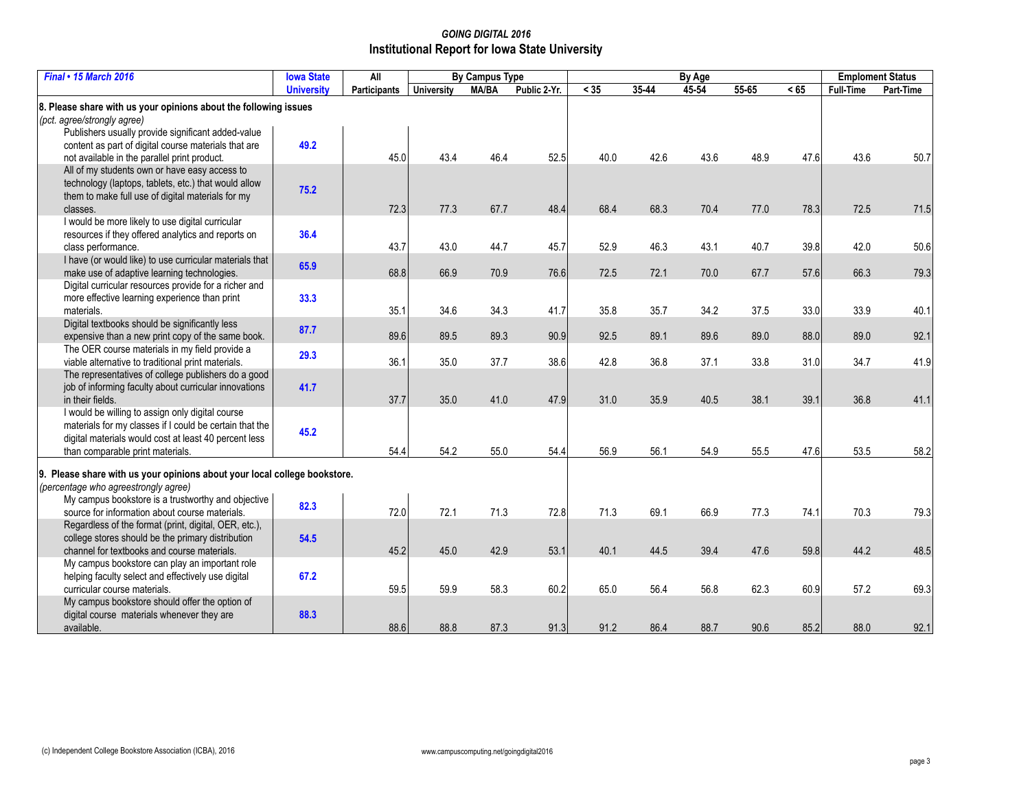*GOING DIGITAL 2016*

**Institutional Report for Iowa State University**

| *Final • 15 March 2016* | Iowa State University | All Participants | By Campus Type | | | By Age | | | | | Emploment Status | |
|---|---|---|---|---|---|---|---|---|---|---|---|---|
| | | | University | MA/BA | Public 2-Yr. | < 35 | 35-44 | 45-54 | 55-65 | < 65 | Full-Time | Part-Time |
| **8. Please share with us your opinions about the following issues** *(pct. agree/strongly agree)* | | | | | | | | | | | | |
| Publishers usually provide significant added-value content as part of digital course materials that are not available in the parallel print product. | **49.2** | 45.0 | 43.4 | 46.4 | 52.5 | 40.0 | 42.6 | 43.6 | 48.9 | 47.6 | 43.6 | 50.7 |
| All of my students own or have easy access to technology (laptops, tablets, etc.) that would allow them to make full use of digital materials for my classes. | **75.2** | 72.3 | 77.3 | 67.7 | 48.4 | 68.4 | 68.3 | 70.4 | 77.0 | 78.3 | 72.5 | 71.5 |
| I would be more likely to use digital curricular resources if they offered analytics and reports on class performance. | **36.4** | 43.7 | 43.0 | 44.7 | 45.7 | 52.9 | 46.3 | 43.1 | 40.7 | 39.8 | 42.0 | 50.6 |
| I have (or would like) to use curricular materials that make use of adaptive learning technologies. | **65.9** | 68.8 | 66.9 | 70.9 | 76.6 | 72.5 | 72.1 | 70.0 | 67.7 | 57.6 | 66.3 | 79.3 |
| Digital curricular resources provide for a richer and more effective learning experience than print materials. | **33.3** | 35.1 | 34.6 | 34.3 | 41.7 | 35.8 | 35.7 | 34.2 | 37.5 | 33.0 | 33.9 | 40.1 |
| Digital textbooks should be significantly less expensive than a new print copy of the same book. | **87.7** | 89.6 | 89.5 | 89.3 | 90.9 | 92.5 | 89.1 | 89.6 | 89.0 | 88.0 | 89.0 | 92.1 |
| The OER course materials in my field provide a viable alternative to traditional print materials. | **29.3** | 36.1 | 35.0 | 37.7 | 38.6 | 42.8 | 36.8 | 37.1 | 33.8 | 31.0 | 34.7 | 41.9 |
| The representatives of college publishers do a good job of informing faculty about curricular innovations in their fields. | **41.7** | 37.7 | 35.0 | 41.0 | 47.9 | 31.0 | 35.9 | 40.5 | 38.1 | 39.1 | 36.8 | 41.1 |
| I would be willing to assign only digital course materials for my classes if I could be certain that the digital materials would cost at least 40 percent less than comparable print materials. | **45.2** | 54.4 | 54.2 | 55.0 | 54.4 | 56.9 | 56.1 | 54.9 | 55.5 | 47.6 | 53.5 | 58.2 |
| **9. Please share with us your opinions about your local college bookstore.** *(percentage who agreestrongly agree)* | | | | | | | | | | | | |
| My campus bookstore is a trustworthy and objective source for information about course materials. | **82.3** | 72.0 | 72.1 | 71.3 | 72.8 | 71.3 | 69.1 | 66.9 | 77.3 | 74.1 | 70.3 | 79.3 |
| Regardless of the format (print, digital, OER, etc.), college stores should be the primary distribution channel for textbooks and course materials. | **54.5** | 45.2 | 45.0 | 42.9 | 53.1 | 40.1 | 44.5 | 39.4 | 47.6 | 59.8 | 44.2 | 48.5 |
| My campus bookstore can play an important role helping faculty select and effectively use digital curricular course materials. | **67.2** | 59.5 | 59.9 | 58.3 | 60.2 | 65.0 | 56.4 | 56.8 | 62.3 | 60.9 | 57.2 | 69.3 |
| My campus bookstore should offer the option of digital course materials whenever they are available. | **88.3** | 88.6 | 88.8 | 87.3 | 91.3 | 91.2 | 86.4 | 88.7 | 90.6 | 85.2 | 88.0 | 92.1 |

(c) Independent College Bookstore Association (ICBA), 2016

www.campuscomputing.net/goingdigital2016